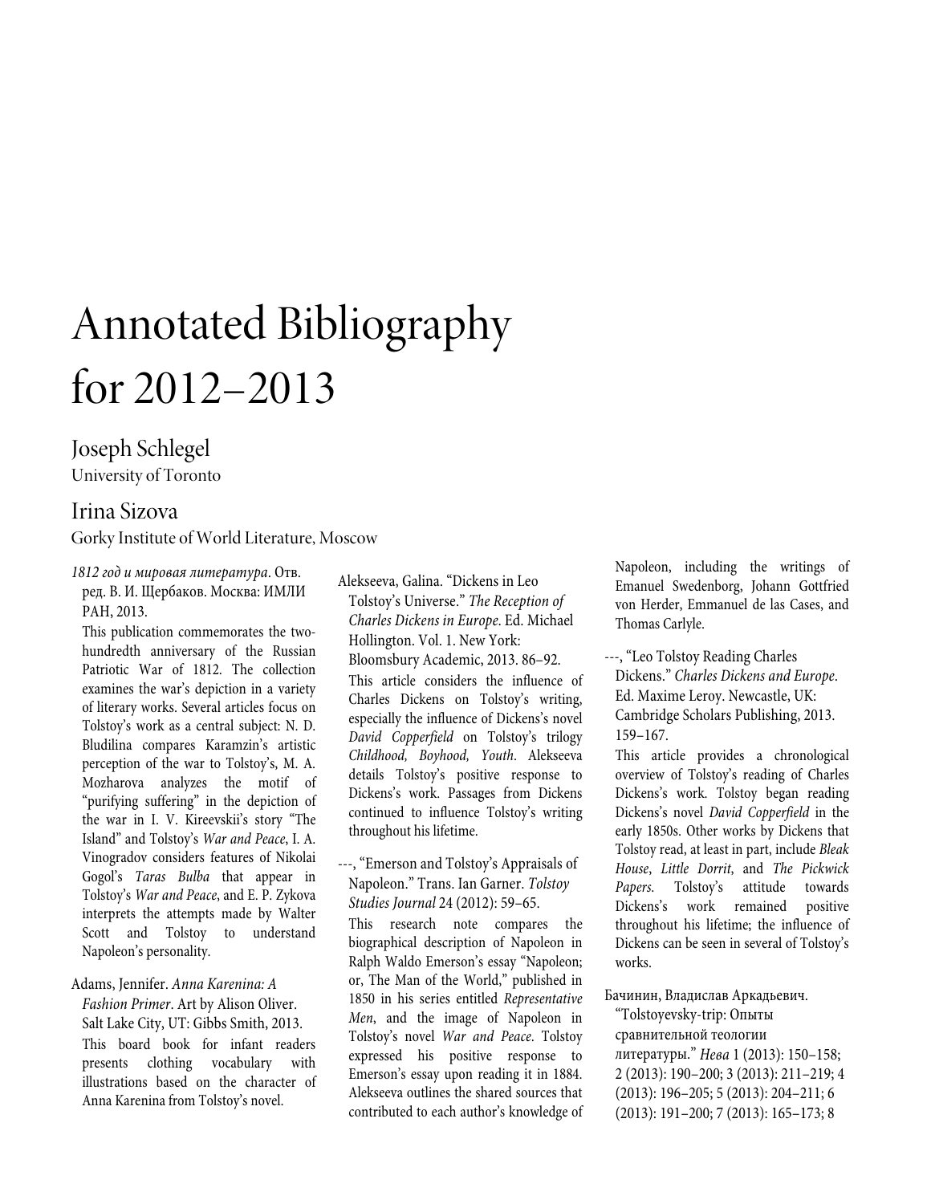# Annotated Bibliography for 2012–2013

## Joseph Schlegel
University of Toronto

## Irina Sizova
Gorky Institute of World Literature, Moscow

*1812 год и мировая литература*. Отв. ред. В. И. Щербаков. Москва: ИМЛИ РАН, 2013.

This publication commemorates the two-hundredth anniversary of the Russian Patriotic War of 1812. The collection examines the war's depiction in a variety of literary works. Several articles focus on Tolstoy's work as a central subject: N. D. Bludilina compares Karamzin's artistic perception of the war to Tolstoy's, M. A. Mozharova analyzes the motif of "purifying suffering" in the depiction of the war in I. V. Kireevskii's story "The Island" and Tolstoy's *War and Peace*, I. A. Vinogradov considers features of Nikolai Gogol's *Taras Bulba* that appear in Tolstoy's *War and Peace*, and E. P. Zykova interprets the attempts made by Walter Scott and Tolstoy to understand Napoleon's personality.

Adams, Jennifer. *Anna Karenina: A Fashion Primer*. Art by Alison Oliver. Salt Lake City, UT: Gibbs Smith, 2013.

This board book for infant readers presents clothing vocabulary with illustrations based on the character of Anna Karenina from Tolstoy's novel.

Alekseeva, Galina. "Dickens in Leo Tolstoy's Universe." *The Reception of Charles Dickens in Europe*. Ed. Michael Hollington. Vol. 1. New York: Bloomsbury Academic, 2013. 86–92.

This article considers the influence of Charles Dickens on Tolstoy's writing, especially the influence of Dickens's novel *David Copperfield* on Tolstoy's trilogy *Childhood, Boyhood, Youth*. Alekseeva details Tolstoy's positive response to Dickens's work. Passages from Dickens continued to influence Tolstoy's writing throughout his lifetime.

---, "Emerson and Tolstoy's Appraisals of Napoleon." Trans. Ian Garner. *Tolstoy Studies Journal* 24 (2012): 59–65.

This research note compares the biographical description of Napoleon in Ralph Waldo Emerson's essay "Napoleon; or, The Man of the World," published in 1850 in his series entitled *Representative Men*, and the image of Napoleon in Tolstoy's novel *War and Peace*. Tolstoy expressed his positive response to Emerson's essay upon reading it in 1884. Alekseeva outlines the shared sources that contributed to each author's knowledge of Napoleon, including the writings of Emanuel Swedenborg, Johann Gottfried von Herder, Emmanuel de las Cases, and Thomas Carlyle.

---, "Leo Tolstoy Reading Charles Dickens." *Charles Dickens and Europe*. Ed. Maxime Leroy. Newcastle, UK: Cambridge Scholars Publishing, 2013. 159–167.

This article provides a chronological overview of Tolstoy's reading of Charles Dickens's work. Tolstoy began reading Dickens's novel *David Copperfield* in the early 1850s. Other works by Dickens that Tolstoy read, at least in part, include *Bleak House*, *Little Dorrit*, and *The Pickwick Papers*. Tolstoy's attitude towards Dickens's work remained positive throughout his lifetime; the influence of Dickens can be seen in several of Tolstoy's works.

Бачинин, Владислав Аркадьевич. "Tolstoyevsky-trip: Опыты сравнительной теологии литературы." *Нева* 1 (2013): 150–158; 2 (2013): 190–200; 3 (2013): 211–219; 4 (2013): 196–205; 5 (2013): 204–211; 6 (2013): 191–200; 7 (2013): 165–173; 8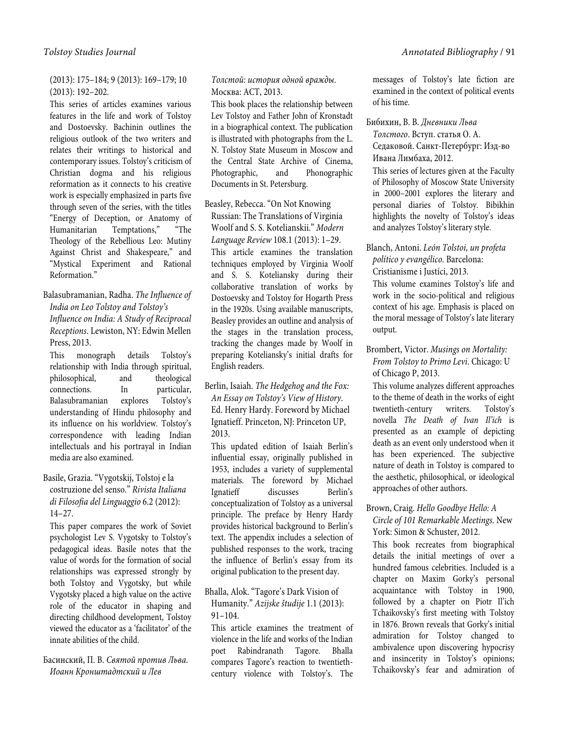(2013): 175–184; 9 (2013): 169–179; 10 (2013): 192–202.

This series of articles examines various features in the life and work of Tolstoy and Dostoevsky. Bachinin outlines the religious outlook of the two writers and relates their writings to historical and contemporary issues. Tolstoy's criticism of Christian dogma and his religious reformation as it connects to his creative work is especially emphasized in parts five through seven of the series, with the titles "Energy of Deception, or Anatomy of Humanitarian Temptations," "The Theology of the Rebellious Leo: Mutiny Against Christ and Shakespeare," and "Mystical Experiment and Rational Reformation."

Balasubramanian, Radha. *The Influence of India on Leo Tolstoy and Tolstoy's Influence on India: A Study of Reciprocal Receptions*. Lewiston, NY: Edwin Mellen Press, 2013.

This monograph details Tolstoy's relationship with India through spiritual, philosophical, and theological connections. In particular, Balasubramanian explores Tolstoy's understanding of Hindu philosophy and its influence on his worldview. Tolstoy's correspondence with leading Indian intellectuals and his portrayal in Indian media are also examined.

Basile, Grazia. "Vygotskij, Tolstoj e la costruzione del senso." *Rivista Italiana di Filosofia del Linguaggio* 6.2 (2012): 14–27.

This paper compares the work of Soviet psychologist Lev S. Vygotsky to Tolstoy's pedagogical ideas. Basile notes that the value of words for the formation of social relationships was expressed strongly by both Tolstoy and Vygotsky, but while Vygotsky placed a high value on the active role of the educator in shaping and directing childhood development, Tolstoy viewed the educator as a 'facilitator' of the innate abilities of the child.

Басинский, П. В. *Святой против Льва. Иоанн Кронштадтский и Лев Толстой: история одной вражды*. Москва: АСТ, 2013.

This book places the relationship between Lev Tolstoy and Father John of Kronstadt in a biographical context. The publication is illustrated with photographs from the L. N. Tolstoy State Museum in Moscow and the Central State Archive of Cinema, Photographic, and Phonographic Documents in St. Petersburg.

Beasley, Rebecca. "On Not Knowing Russian: The Translations of Virginia Woolf and S. S. Kotelianskii." *Modern Language Review* 108.1 (2013): 1–29.

This article examines the translation techniques employed by Virginia Woolf and S. S. Koteliansky during their collaborative translation of works by Dostoevsky and Tolstoy for Hogarth Press in the 1920s. Using available manuscripts, Beasley provides an outline and analysis of the stages in the translation process, tracking the changes made by Woolf in preparing Koteliansky's initial drafts for English readers.

Berlin, Isaiah. *The Hedgehog and the Fox: An Essay on Tolstoy's View of History*. Ed. Henry Hardy. Foreword by Michael Ignatieff. Princeton, NJ: Princeton UP, 2013.

This updated edition of Isaiah Berlin's influential essay, originally published in 1953, includes a variety of supplemental materials. The foreword by Michael Ignatieff discusses Berlin's conceptualization of Tolstoy as a universal principle. The preface by Henry Hardy provides historical background to Berlin's text. The appendix includes a selection of published responses to the work, tracing the influence of Berlin's essay from its original publication to the present day.

Bhalla, Alok. "Tagore's Dark Vision of Humanity." *Azijske študije* 1.1 (2013): 91–104.

This article examines the treatment of violence in the life and works of the Indian poet Rabindranath Tagore. Bhalla compares Tagore's reaction to twentieth-century violence with Tolstoy's. The messages of Tolstoy's late fiction are examined in the context of political events of his time.

Бибихин, В. В. *Дневники Льва Толстого*. Вступ. статья О. А. Седаковой. Санкт-Петербург: Изд-во Ивана Лимбаха, 2012.

This series of lectures given at the Faculty of Philosophy of Moscow State University in 2000–2001 explores the literary and personal diaries of Tolstoy. Bibikhin highlights the novelty of Tolstoy's ideas and analyzes Tolstoy's literary style.

Blanch, Antoni. *León Tolstoi, un profeta político y evangélico*. Barcelona: Cristianisme i Justíci, 2013.

This volume examines Tolstoy's life and work in the socio-political and religious context of his age. Emphasis is placed on the moral message of Tolstoy's late literary output.

Brombert, Victor. *Musings on Mortality: From Tolstoy to Primo Levi*. Chicago: U of Chicago P, 2013.

This volume analyzes different approaches to the theme of death in the works of eight twentieth-century writers. Tolstoy's novella *The Death of Ivan Il'ich* is presented as an example of depicting death as an event only understood when it has been experienced. The subjective nature of death in Tolstoy is compared to the aesthetic, philosophical, or ideological approaches of other authors.

Brown, Craig. *Hello Goodbye Hello: A Circle of 101 Remarkable Meetings*. New York: Simon & Schuster, 2012.

This book recreates from biographical details the initial meetings of over a hundred famous celebrities. Included is a chapter on Maxim Gorky's personal acquaintance with Tolstoy in 1900, followed by a chapter on Piotr Il'ich Tchaikovsky's first meeting with Tolstoy in 1876. Brown reveals that Gorky's initial admiration for Tolstoy changed to ambivalence upon discovering hypocrisy and insincerity in Tolstoy's opinions; Tchaikovsky's fear and admiration of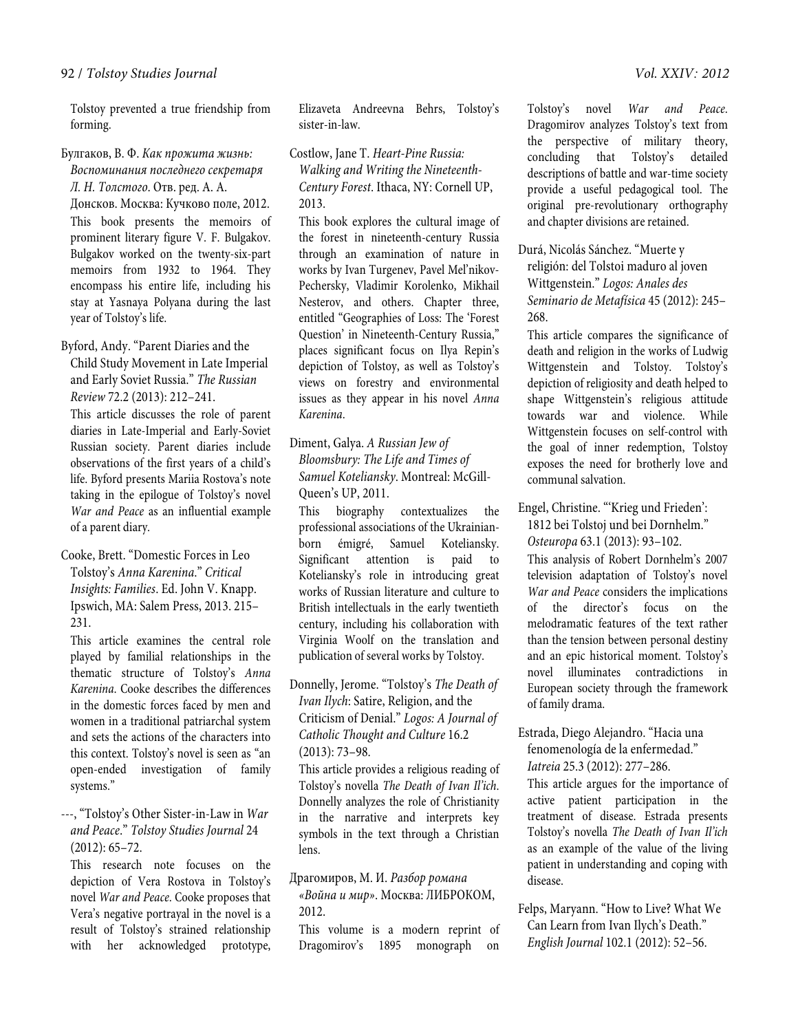Tolstoy prevented a true friendship from forming.

Булгаков, В. Ф. *Как прожита жизнь: Воспоминания последнего секретаря Л. Н. Толстого*. Отв. ред. А. А. Донсков. Москва: Кучково поле, 2012.

This book presents the memoirs of prominent literary figure V. F. Bulgakov. Bulgakov worked on the twenty-six-part memoirs from 1932 to 1964. They encompass his entire life, including his stay at Yasnaya Polyana during the last year of Tolstoy's life.

Byford, Andy. "Parent Diaries and the Child Study Movement in Late Imperial and Early Soviet Russia." *The Russian Review* 72.2 (2013): 212–241.

This article discusses the role of parent diaries in Late-Imperial and Early-Soviet Russian society. Parent diaries include observations of the first years of a child's life. Byford presents Mariia Rostova's note taking in the epilogue of Tolstoy's novel *War and Peace* as an influential example of a parent diary.

Cooke, Brett. "Domestic Forces in Leo Tolstoy's *Anna Karenina*." *Critical Insights: Families*. Ed. John V. Knapp. Ipswich, MA: Salem Press, 2013. 215–231.

This article examines the central role played by familial relationships in the thematic structure of Tolstoy's *Anna Karenina*. Cooke describes the differences in the domestic forces faced by men and women in a traditional patriarchal system and sets the actions of the characters into this context. Tolstoy's novel is seen as "an open-ended investigation of family systems."

---, "Tolstoy's Other Sister-in-Law in *War and Peace*." *Tolstoy Studies Journal* 24 (2012): 65–72.

This research note focuses on the depiction of Vera Rostova in Tolstoy's novel *War and Peace*. Cooke proposes that Vera's negative portrayal in the novel is a result of Tolstoy's strained relationship with her acknowledged prototype, Elizaveta Andreevna Behrs, Tolstoy's sister-in-law.

Costlow, Jane T. *Heart-Pine Russia: Walking and Writing the Nineteenth-Century Forest*. Ithaca, NY: Cornell UP, 2013.

This book explores the cultural image of the forest in nineteenth-century Russia through an examination of nature in works by Ivan Turgenev, Pavel Mel'nikov-Pechersky, Vladimir Korolenko, Mikhail Nesterov, and others. Chapter three, entitled "Geographies of Loss: The 'Forest Question' in Nineteenth-Century Russia," places significant focus on Ilya Repin's depiction of Tolstoy, as well as Tolstoy's views on forestry and environmental issues as they appear in his novel *Anna Karenina*.

Diment, Galya. *A Russian Jew of Bloomsbury: The Life and Times of Samuel Koteliansky*. Montreal: McGill-Queen's UP, 2011.

This biography contextualizes the professional associations of the Ukrainian-born émigré, Samuel Koteliansky. Significant attention is paid to Koteliansky's role in introducing great works of Russian literature and culture to British intellectuals in the early twentieth century, including his collaboration with Virginia Woolf on the translation and publication of several works by Tolstoy.

Donnelly, Jerome. "Tolstoy's *The Death of Ivan Ilych*: Satire, Religion, and the Criticism of Denial." *Logos: A Journal of Catholic Thought and Culture* 16.2 (2013): 73–98.

This article provides a religious reading of Tolstoy's novella *The Death of Ivan Il'ich*. Donnelly analyzes the role of Christianity in the narrative and interprets key symbols in the text through a Christian lens.

Драгомиров, М. И. *Разбор романа «Война и мир»*. Москва: ЛИБРОКОМ, 2012.

This volume is a modern reprint of Dragomirov's 1895 monograph on Tolstoy's novel *War and Peace*. Dragomirov analyzes Tolstoy's text from the perspective of military theory, concluding that Tolstoy's detailed descriptions of battle and war-time society provide a useful pedagogical tool. The original pre-revolutionary orthography and chapter divisions are retained.

Durá, Nicolás Sánchez. "Muerte y religión: del Tolstoi maduro al joven Wittgenstein." *Logos: Anales des Seminario de Metafísica* 45 (2012): 245–268.

This article compares the significance of death and religion in the works of Ludwig Wittgenstein and Tolstoy. Tolstoy's depiction of religiosity and death helped to shape Wittgenstein's religious attitude towards war and violence. While Wittgenstein focuses on self-control with the goal of inner redemption, Tolstoy exposes the need for brotherly love and communal salvation.

Engel, Christine. "'Krieg und Frieden': 1812 bei Tolstoj und bei Dornhelm." *Osteuropa* 63.1 (2013): 93–102.

This analysis of Robert Dornhelm's 2007 television adaptation of Tolstoy's novel *War and Peace* considers the implications of the director's focus on the melodramatic features of the text rather than the tension between personal destiny and an epic historical moment. Tolstoy's novel illuminates contradictions in European society through the framework of family drama.

Estrada, Diego Alejandro. "Hacia una fenomenología de la enfermedad." *Iatreia* 25.3 (2012): 277–286.

This article argues for the importance of active patient participation in the treatment of disease. Estrada presents Tolstoy's novella *The Death of Ivan Il'ich* as an example of the value of the living patient in understanding and coping with disease.

Felps, Maryann. "How to Live? What We Can Learn from Ivan Ilych's Death." *English Journal* 102.1 (2012): 52–56.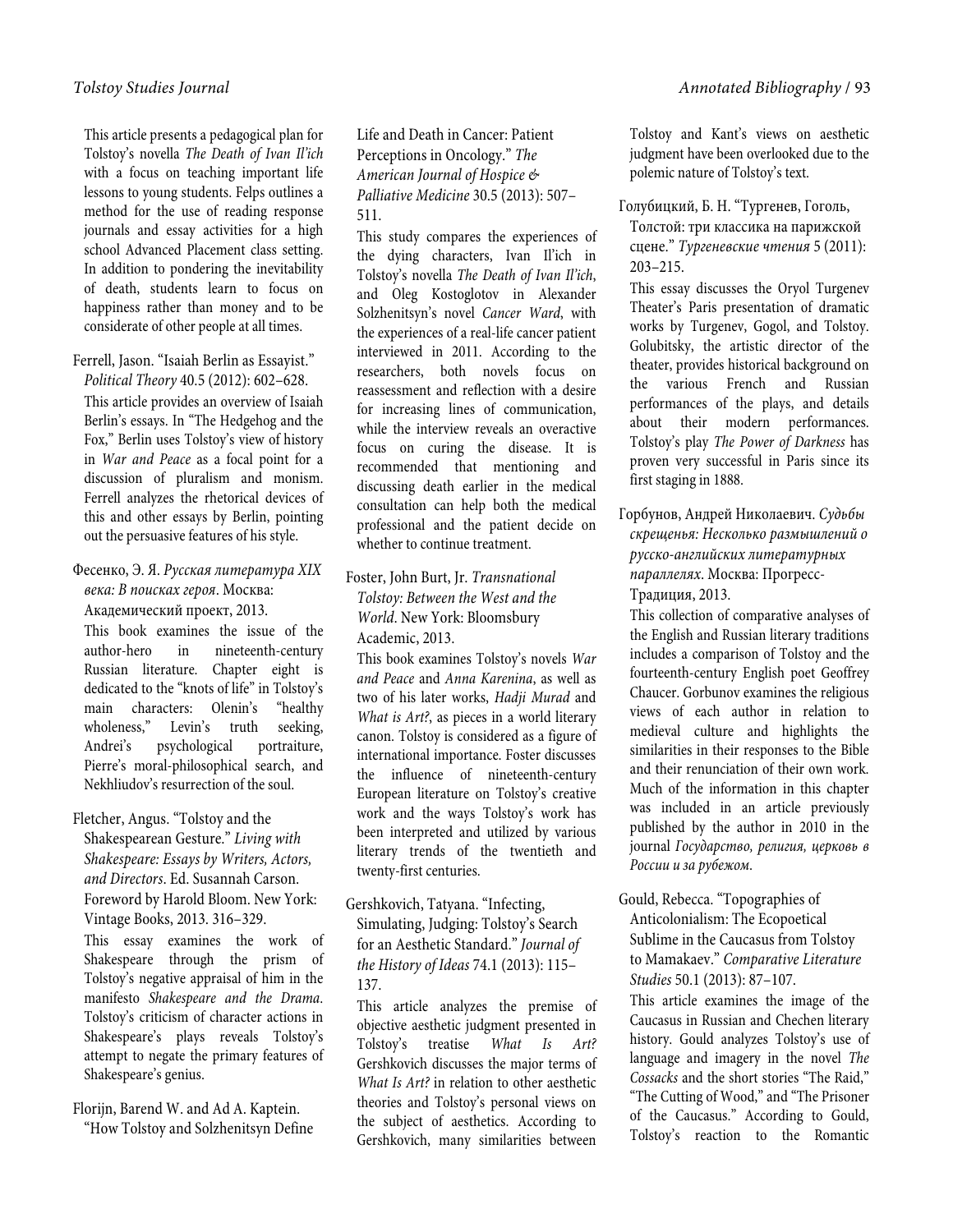This article presents a pedagogical plan for Tolstoy's novella *The Death of Ivan Il'ich* with a focus on teaching important life lessons to young students. Felps outlines a method for the use of reading response journals and essay activities for a high school Advanced Placement class setting. In addition to pondering the inevitability of death, students learn to focus on happiness rather than money and to be considerate of other people at all times.

Ferrell, Jason. "Isaiah Berlin as Essayist." *Political Theory* 40.5 (2012): 602–628.

This article provides an overview of Isaiah Berlin's essays. In "The Hedgehog and the Fox," Berlin uses Tolstoy's view of history in *War and Peace* as a focal point for a discussion of pluralism and monism. Ferrell analyzes the rhetorical devices of this and other essays by Berlin, pointing out the persuasive features of his style.

Фесенко, Э. Я. *Русская литература XIX века: В поисках героя*. Москва: Академический проект, 2013.

This book examines the issue of the author-hero in nineteenth-century Russian literature. Chapter eight is dedicated to the "knots of life" in Tolstoy's main characters: Olenin's "healthy wholeness," Levin's truth seeking, Andrei's psychological portraiture, Pierre's moral-philosophical search, and Nekhliudov's resurrection of the soul.

Fletcher, Angus. "Tolstoy and the Shakespearean Gesture." *Living with Shakespeare: Essays by Writers, Actors, and Directors*. Ed. Susannah Carson. Foreword by Harold Bloom. New York: Vintage Books, 2013. 316–329.

This essay examines the work of Shakespeare through the prism of Tolstoy's negative appraisal of him in the manifesto *Shakespeare and the Drama*. Tolstoy's criticism of character actions in Shakespeare's plays reveals Tolstoy's attempt to negate the primary features of Shakespeare's genius.

Florijn, Barend W. and Ad A. Kaptein. "How Tolstoy and Solzhenitsyn Define Life and Death in Cancer: Patient Perceptions in Oncology." *The American Journal of Hospice & Palliative Medicine* 30.5 (2013): 507–511.

This study compares the experiences of the dying characters, Ivan Il'ich in Tolstoy's novella *The Death of Ivan Il'ich*, and Oleg Kostoglotov in Alexander Solzhenitsyn's novel *Cancer Ward*, with the experiences of a real-life cancer patient interviewed in 2011. According to the researchers, both novels focus on reassessment and reflection with a desire for increasing lines of communication, while the interview reveals an overactive focus on curing the disease. It is recommended that mentioning and discussing death earlier in the medical consultation can help both the medical professional and the patient decide on whether to continue treatment.

Foster, John Burt, Jr. *Transnational Tolstoy: Between the West and the World*. New York: Bloomsbury Academic, 2013.

This book examines Tolstoy's novels *War and Peace* and *Anna Karenina*, as well as two of his later works, *Hadji Murad* and *What is Art?*, as pieces in a world literary canon. Tolstoy is considered as a figure of international importance. Foster discusses the influence of nineteenth-century European literature on Tolstoy's creative work and the ways Tolstoy's work has been interpreted and utilized by various literary trends of the twentieth and twenty-first centuries.

Gershkovich, Tatyana. "Infecting, Simulating, Judging: Tolstoy's Search for an Aesthetic Standard." *Journal of the History of Ideas* 74.1 (2013): 115–137.

This article analyzes the premise of objective aesthetic judgment presented in Tolstoy's treatise *What Is Art?* Gershkovich discusses the major terms of *What Is Art?* in relation to other aesthetic theories and Tolstoy's personal views on the subject of aesthetics. According to Gershkovich, many similarities between Tolstoy and Kant's views on aesthetic judgment have been overlooked due to the polemic nature of Tolstoy's text.

Голубицкий, Б. Н. "Тургенев, Гоголь, Толстой: три классика на парижской сцене." *Тургеневские чтения* 5 (2011): 203–215.

This essay discusses the Oryol Turgenev Theater's Paris presentation of dramatic works by Turgenev, Gogol, and Tolstoy. Golubitsky, the artistic director of the theater, provides historical background on the various French and Russian performances of the plays, and details about their modern performances. Tolstoy's play *The Power of Darkness* has proven very successful in Paris since its first staging in 1888.

Горбунов, Андрей Николаевич. *Судьбы скрещенья: Несколько размышлений о русско-английских литературных параллелях*. Москва: Прогресс-Традиция, 2013.

This collection of comparative analyses of the English and Russian literary traditions includes a comparison of Tolstoy and the fourteenth-century English poet Geoffrey Chaucer. Gorbunov examines the religious views of each author in relation to medieval culture and highlights the similarities in their responses to the Bible and their renunciation of their own work. Much of the information in this chapter was included in an article previously published by the author in 2010 in the journal *Государство, религия, церковь в России и за рубежом*.

Gould, Rebecca. "Topographies of Anticolonialism: The Ecopoetical Sublime in the Caucasus from Tolstoy to Mamakaev." *Comparative Literature Studies* 50.1 (2013): 87–107.

This article examines the image of the Caucasus in Russian and Chechen literary history. Gould analyzes Tolstoy's use of language and imagery in the novel *The Cossacks* and the short stories "The Raid," "The Cutting of Wood," and "The Prisoner of the Caucasus." According to Gould, Tolstoy's reaction to the Romantic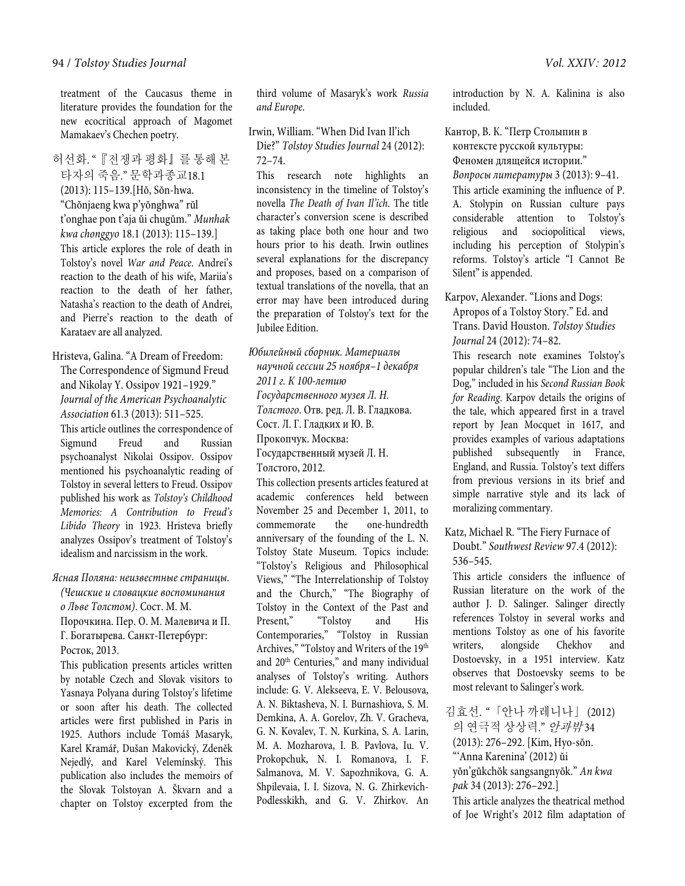treatment of the Caucasus theme in literature provides the foundation for the new ecocritical approach of Magomet Mamakaev's Chechen poetry.

허선화. "『전쟁과 평화』를 통해 본 타자의 죽음." 문학과종교18.1 (2013): 115–139.[Hŏ, Sŏn-hwa. "Chŏnjaeng kwa p'yŏnghwa" rŭl t'onghae pon t'aja ŭi chugŭm." *Munhak kwa chonggyo* 18.1 (2013): 115–139.]

This article explores the role of death in Tolstoy's novel *War and Peace*. Andrei's reaction to the death of his wife, Mariia's reaction to the death of her father, Natasha's reaction to the death of Andrei, and Pierre's reaction to the death of Karataev are all analyzed.

Hristeva, Galina. "A Dream of Freedom: The Correspondence of Sigmund Freud and Nikolay Y. Ossipov 1921–1929." *Journal of the American Psychoanalytic Association* 61.3 (2013): 511–525.

This article outlines the correspondence of Sigmund Freud and Russian psychoanalyst Nikolai Ossipov. Ossipov mentioned his psychoanalytic reading of Tolstoy in several letters to Freud. Ossipov published his work as *Tolstoy's Childhood Memories: A Contribution to Freud's Libido Theory* in 1923. Hristeva briefly analyzes Ossipov's treatment of Tolstoy's idealism and narcissism in the work.

*Ясная Поляна: неизвестные страницы. (Чешские и словацкие воспоминания о Льве Толстом)*. Сост. М. М. Порочкина. Пер. О. М. Малевича и П. Г. Богатырева. Санкт-Петербург: Росток, 2013.

This publication presents articles written by notable Czech and Slovak visitors to Yasnaya Polyana during Tolstoy's lifetime or soon after his death. The collected articles were first published in Paris in 1925. Authors include Tomáš Masaryk, Karel Kramář, Dušan Makovický, Zdeněk Nejedlý, and Karel Velemínský. This publication also includes the memoirs of the Slovak Tolstoyan A. Škvarn and a chapter on Tolstoy excerpted from the third volume of Masaryk's work *Russia and Europe*.

Irwin, William. "When Did Ivan Il'ich Die?" *Tolstoy Studies Journal* 24 (2012): 72–74.

This research note highlights an inconsistency in the timeline of Tolstoy's novella *The Death of Ivan Il'ich*. The title character's conversion scene is described as taking place both one hour and two hours prior to his death. Irwin outlines several explanations for the discrepancy and proposes, based on a comparison of textual translations of the novella, that an error may have been introduced during the preparation of Tolstoy's text for the Jubilee Edition.

*Юбилейный сборник. Материалы научной сессии 25 ноября–1 декабря 2011 г. К 100-летию Государственного музея Л. Н. Толстого*. Отв. ред. Л. В. Гладкова. Сост. Л. Г. Гладких и Ю. В. Прокопчук. Москва: Государственный музей Л. Н. Толстого, 2012.

This collection presents articles featured at academic conferences held between November 25 and December 1, 2011, to commemorate the one-hundredth anniversary of the founding of the L. N. Tolstoy State Museum. Topics include: "Tolstoy's Religious and Philosophical Views," "The Interrelationship of Tolstoy and the Church," "The Biography of Tolstoy in the Context of the Past and Present," "Tolstoy and His Contemporaries," "Tolstoy in Russian Archives," "Tolstoy and Writers of the 19th and 20th Centuries," and many individual analyses of Tolstoy's writing. Authors include: G. V. Alekseeva, E. V. Belousova, A. N. Biktasheva, N. I. Burnashiova, S. M. Demkina, A. A. Gorelov, Zh. V. Gracheva, G. N. Kovalev, T. N. Kurkina, S. A. Larin, M. A. Mozharova, I. B. Pavlova, Iu. V. Prokopchuk, N. I. Romanova, I. F. Salmanova, M. V. Sapozhnikova, G. A. Shpilevaia, I. I. Sizova, N. G. Zhirkevich-Podlesskikh, and G. V. Zhirkov. An introduction by N. A. Kalinina is also included.

Кантор, В. К. "Петр Столыпин в контексте русской культуры: Феномен длящейся истории." *Вопросы литературы* 3 (2013): 9–41.

This article examining the influence of P. A. Stolypin on Russian culture pays considerable attention to Tolstoy's religious and sociopolitical views, including his perception of Stolypin's reforms. Tolstoy's article "I Cannot Be Silent" is appended.

Karpov, Alexander. "Lions and Dogs: Apropos of a Tolstoy Story." Ed. and Trans. David Houston. *Tolstoy Studies Journal* 24 (2012): 74–82.

This research note examines Tolstoy's popular children's tale "The Lion and the Dog," included in his *Second Russian Book for Reading*. Karpov details the origins of the tale, which appeared first in a travel report by Jean Mocquet in 1617, and provides examples of various adaptations published subsequently in France, England, and Russia. Tolstoy's text differs from previous versions in its brief and simple narrative style and its lack of moralizing commentary.

Katz, Michael R. "The Fiery Furnace of Doubt." *Southwest Review* 97.4 (2012): 536–545.

This article considers the influence of Russian literature on the work of the author J. D. Salinger. Salinger directly references Tolstoy in several works and mentions Tolstoy as one of his favorite writers, alongside Chekhov and Dostoevsky, in a 1951 interview. Katz observes that Dostoevsky seems to be most relevant to Salinger's work.

김효선. "「안나 까레니나」 (2012) 의 연극적 상상력." *안과밖* 34 (2013): 276–292. [Kim, Hyo-sŏn. "'Anna Karenina' (2012) ŭi yŏn'gŭkchŏk sangsangnyŏk." *An kwa pak* 34 (2013): 276–292.]

This article analyzes the theatrical method of Joe Wright's 2012 film adaptation of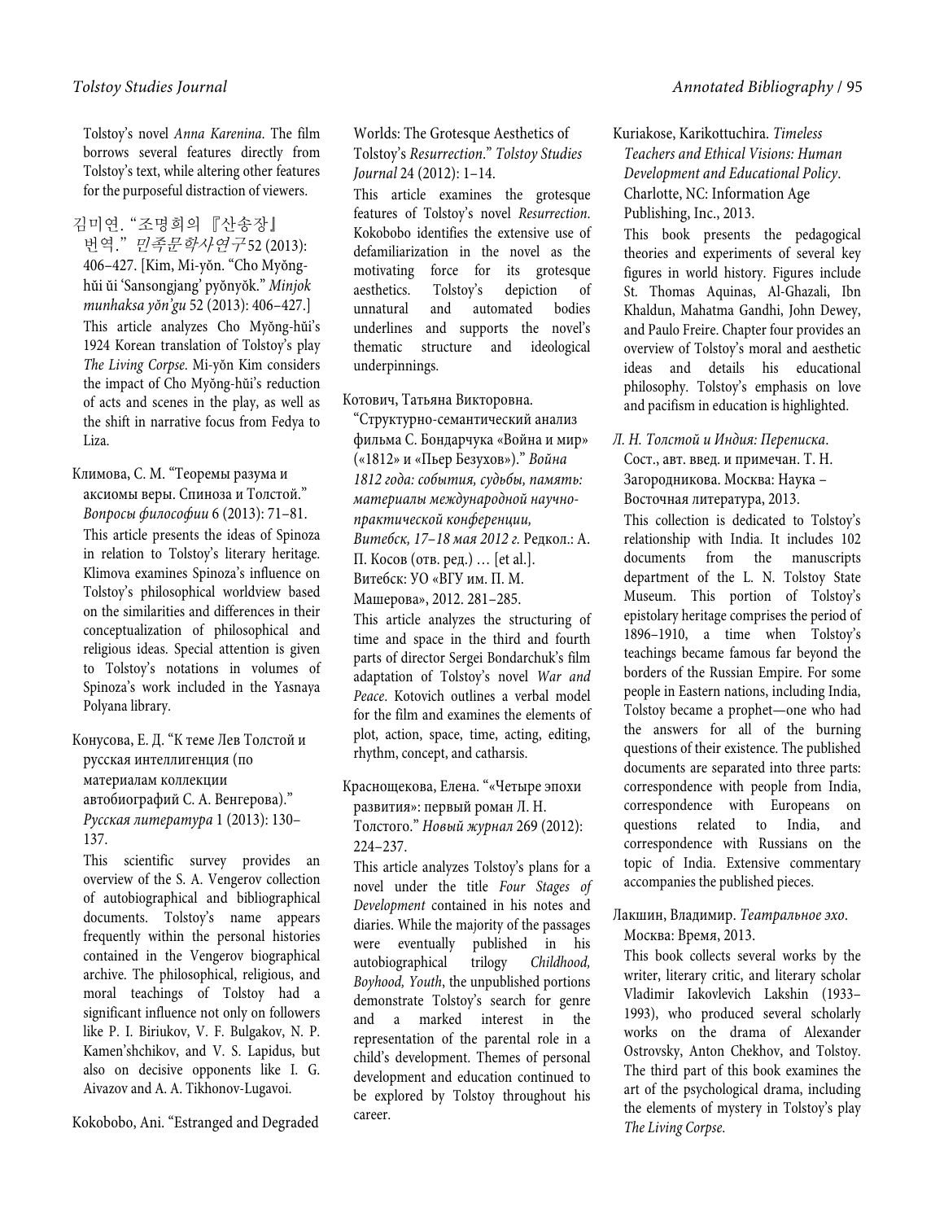Tolstoy's novel *Anna Karenina*. The film borrows several features directly from Tolstoy's text, while altering other features for the purposeful distraction of viewers.

김미연. "조명희의 『산송장』 번역." *민족문학사연구* 52 (2013): 406–427. [Kim, Mi-yŏn. "Cho Myŏng-hŭi ŭi 'Sansongjang' pyŏnyŏk." *Minjok munhaksa yŏn'gu* 52 (2013): 406–427.]

This article analyzes Cho Myŏng-hŭi's 1924 Korean translation of Tolstoy's play *The Living Corpse*. Mi-yŏn Kim considers the impact of Cho Myŏng-hŭi's reduction of acts and scenes in the play, as well as the shift in narrative focus from Fedya to Liza.

Климова, С. М. "Теоремы разума и аксиомы веры. Спиноза и Толстой." *Вопросы философии* 6 (2013): 71–81.

This article presents the ideas of Spinoza in relation to Tolstoy's literary heritage. Klimova examines Spinoza's influence on Tolstoy's philosophical worldview based on the similarities and differences in their conceptualization of philosophical and religious ideas. Special attention is given to Tolstoy's notations in volumes of Spinoza's work included in the Yasnaya Polyana library.

Конусова, Е. Д. "К теме Лев Толстой и русская интеллигенция (по материалам коллекции автобиографий С. А. Венгерова)." *Русская литература* 1 (2013): 130–137.

This scientific survey provides an overview of the S. A. Vengerov collection of autobiographical and bibliographical documents. Tolstoy's name appears frequently within the personal histories contained in the Vengerov biographical archive. The philosophical, religious, and moral teachings of Tolstoy had a significant influence not only on followers like P. I. Biriukov, V. F. Bulgakov, N. P. Kamen'shchikov, and V. S. Lapidus, but also on decisive opponents like I. G. Aivazov and A. A. Tikhonov-Lugavoi.

Kokobobo, Ani. "Estranged and Degraded Worlds: The Grotesque Aesthetics of Tolstoy's *Resurrection*." *Tolstoy Studies Journal* 24 (2012): 1–14.

This article examines the grotesque features of Tolstoy's novel *Resurrection*. Kokobobo identifies the extensive use of defamiliarization in the novel as the motivating force for its grotesque aesthetics. Tolstoy's depiction of unnatural and automated bodies underlines and supports the novel's thematic structure and ideological underpinnings.

Котович, Татьяна Викторовна. "Структурно-семантический анализ фильма С. Бондарчука «Война и мир» («1812» и «Пьер Безухов»)." *Война 1812 года: события, судьбы, память: материалы международной научно-практической конференции, Витебск, 17–18 мая 2012 г.* Редкол.: А. П. Косов (отв. ред.) … [et al.]. Витебск: УО «ВГУ им. П. М. Машерова», 2012. 281–285.

This article analyzes the structuring of time and space in the third and fourth parts of director Sergei Bondarchuk's film adaptation of Tolstoy's novel *War and Peace*. Kotovich outlines a verbal model for the film and examines the elements of plot, action, space, time, acting, editing, rhythm, concept, and catharsis.

Краснощекова, Елена. "«Четыре эпохи развития»: первый роман Л. Н. Толстого." *Новый журнал* 269 (2012): 224–237.

This article analyzes Tolstoy's plans for a novel under the title *Four Stages of Development* contained in his notes and diaries. While the majority of the passages were eventually published in his autobiographical trilogy *Childhood, Boyhood, Youth*, the unpublished portions demonstrate Tolstoy's search for genre and a marked interest in the representation of the parental role in a child's development. Themes of personal development and education continued to be explored by Tolstoy throughout his career.

Kuriakose, Karikottuchira. *Timeless Teachers and Ethical Visions: Human Development and Educational Policy*. Charlotte, NC: Information Age Publishing, Inc., 2013.

This book presents the pedagogical theories and experiments of several key figures in world history. Figures include St. Thomas Aquinas, Al-Ghazali, Ibn Khaldun, Mahatma Gandhi, John Dewey, and Paulo Freire. Chapter four provides an overview of Tolstoy's moral and aesthetic ideas and details his educational philosophy. Tolstoy's emphasis on love and pacifism in education is highlighted.

*Л. Н. Толстой и Индия: Переписка*. Сост., авт. введ. и примечан. Т. Н. Загородникова. Москва: Наука – Восточная литература, 2013.

This collection is dedicated to Tolstoy's relationship with India. It includes 102 documents from the manuscripts department of the L. N. Tolstoy State Museum. This portion of Tolstoy's epistolary heritage comprises the period of 1896–1910, a time when Tolstoy's teachings became famous far beyond the borders of the Russian Empire. For some people in Eastern nations, including India, Tolstoy became a prophet—one who had the answers for all of the burning questions of their existence. The published documents are separated into three parts: correspondence with people from India, correspondence with Europeans on questions related to India, and correspondence with Russians on the topic of India. Extensive commentary accompanies the published pieces.

Лакшин, Владимир. *Театральное эхо*. Москва: Время, 2013.

This book collects several works by the writer, literary critic, and literary scholar Vladimir Iakovlevich Lakshin (1933–1993), who produced several scholarly works on the drama of Alexander Ostrovsky, Anton Chekhov, and Tolstoy. The third part of this book examines the art of the psychological drama, including the elements of mystery in Tolstoy's play *The Living Corpse*.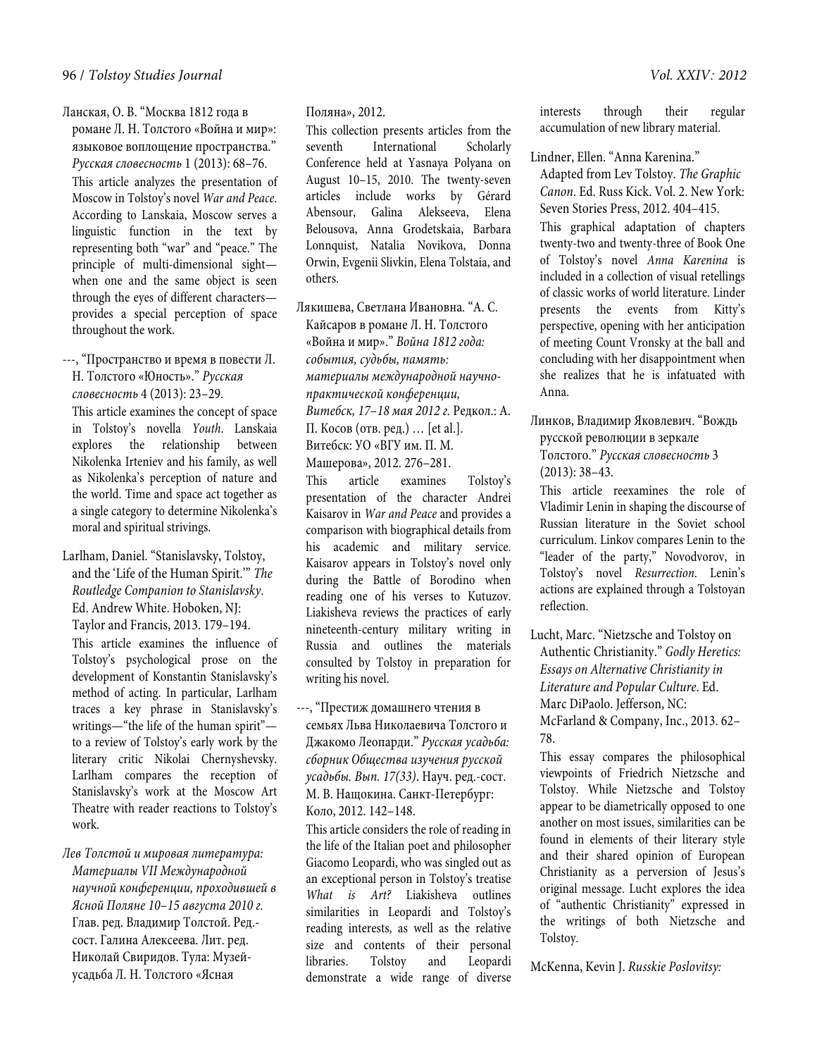Ланская, О. В. "Москва 1812 года в романе Л. Н. Толстого «Война и мир»: языковое воплощение пространства." *Русская словесность* 1 (2013): 68–76.

This article analyzes the presentation of Moscow in Tolstoy's novel *War and Peace*. According to Lanskaia, Moscow serves a linguistic function in the text by representing both "war" and "peace." The principle of multi-dimensional sight—when one and the same object is seen through the eyes of different characters—provides a special perception of space throughout the work.

---, "Пространство и время в повести Л. Н. Толстого «Юность»." *Русская словесность* 4 (2013): 23–29.

This article examines the concept of space in Tolstoy's novella *Youth*. Lanskaia explores the relationship between Nikolenka Irteniev and his family, as well as Nikolenka's perception of nature and the world. Time and space act together as a single category to determine Nikolenka's moral and spiritual strivings.

Larlham, Daniel. "Stanislavsky, Tolstoy, and the 'Life of the Human Spirit.'" *The Routledge Companion to Stanislavsky*. Ed. Andrew White. Hoboken, NJ: Taylor and Francis, 2013. 179–194.

This article examines the influence of Tolstoy's psychological prose on the development of Konstantin Stanislavsky's method of acting. In particular, Larlham traces a key phrase in Stanislavsky's writings—"the life of the human spirit"—to a review of Tolstoy's early work by the literary critic Nikolai Chernyshevsky. Larlham compares the reception of Stanislavsky's work at the Moscow Art Theatre with reader reactions to Tolstoy's work.

*Лев Толстой и мировая литература: Материалы VII Международной научной конференции, проходившей в Ясной Поляне 10–15 августа 2010 г.* Глав. ред. Владимир Толстой. Ред.-сост. Галина Алексеева. Лит. ред. Николай Свиридов. Тула: Музей-усадьба Л. Н. Толстого «Ясная Поляна», 2012.

This collection presents articles from the seventh International Scholarly Conference held at Yasnaya Polyana on August 10–15, 2010. The twenty-seven articles include works by Gérard Abensour, Galina Alekseeva, Elena Belousova, Anna Grodetskaia, Barbara Lonnquist, Natalia Novikova, Donna Orwin, Evgenii Slivkin, Elena Tolstaia, and others.

Лякишева, Светлана Ивановна. "А. С. Кайсаров в романе Л. Н. Толстого «Война и мир»." *Война 1812 года: события, судьбы, память: материалы международной научно-практической конференции, Витебск, 17–18 мая 2012 г.* Редкол.: А. П. Косов (отв. ред.) … [et al.]. Витебск: УО «ВГУ им. П. М. Машерова», 2012. 276–281.

This article examines Tolstoy's presentation of the character Andrei Kaisarov in *War and Peace* and provides a comparison with biographical details from his academic and military service. Kaisarov appears in Tolstoy's novel only during the Battle of Borodino when reading one of his verses to Kutuzov. Liakisheva reviews the practices of early nineteenth-century military writing in Russia and outlines the materials consulted by Tolstoy in preparation for writing his novel.

---, "Престиж домашнего чтения в семьях Льва Николаевича Толстого и Джакомо Леопарди." *Русская усадьба: сборник Общества изучения русской усадьбы. Вып. 17(33)*. Науч. ред.-сост. М. В. Нащокина. Санкт-Петербург: Коло, 2012. 142–148.

This article considers the role of reading in the life of the Italian poet and philosopher Giacomo Leopardi, who was singled out as an exceptional person in Tolstoy's treatise *What is Art?* Liakisheva outlines similarities in Leopardi and Tolstoy's reading interests, as well as the relative size and contents of their personal libraries. Tolstoy and Leopardi demonstrate a wide range of diverse interests through their regular accumulation of new library material.

Lindner, Ellen. "Anna Karenina." Adapted from Lev Tolstoy. *The Graphic Canon*. Ed. Russ Kick. Vol. 2. New York: Seven Stories Press, 2012. 404–415.

This graphical adaptation of chapters twenty-two and twenty-three of Book One of Tolstoy's novel *Anna Karenina* is included in a collection of visual retellings of classic works of world literature. Linder presents the events from Kitty's perspective, opening with her anticipation of meeting Count Vronsky at the ball and concluding with her disappointment when she realizes that he is infatuated with Anna.

Линков, Владимир Яковлевич. "Вождь русской революции в зеркале Толстого." *Русская словесность* 3 (2013): 38–43.

This article reexamines the role of Vladimir Lenin in shaping the discourse of Russian literature in the Soviet school curriculum. Linkov compares Lenin to the "leader of the party," Novodvorov, in Tolstoy's novel *Resurrection*. Lenin's actions are explained through a Tolstoyan reflection.

Lucht, Marc. "Nietzsche and Tolstoy on Authentic Christianity." *Godly Heretics: Essays on Alternative Christianity in Literature and Popular Culture*. Ed. Marc DiPaolo. Jefferson, NC: McFarland & Company, Inc., 2013. 62–78.

This essay compares the philosophical viewpoints of Friedrich Nietzsche and Tolstoy. While Nietzsche and Tolstoy appear to be diametrically opposed to one another on most issues, similarities can be found in elements of their literary style and their shared opinion of European Christianity as a perversion of Jesus's original message. Lucht explores the idea of "authentic Christianity" expressed in the writings of both Nietzsche and Tolstoy.

McKenna, Kevin J. *Russkie Poslovitsy:*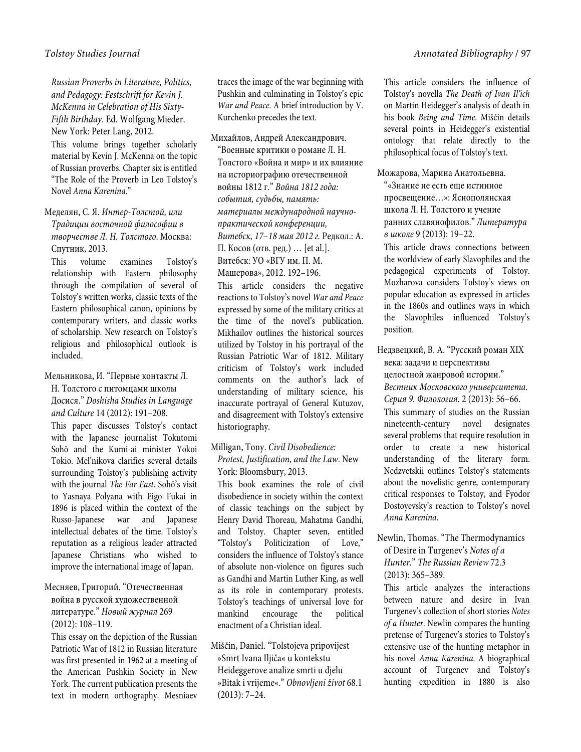*Russian Proverbs in Literature, Politics, and Pedagogy: Festschrift for Kevin J. McKenna in Celebration of His Sixty-Fifth Birthday*. Ed. Wolfgang Mieder. New York: Peter Lang, 2012.

This volume brings together scholarly material by Kevin J. McKenna on the topic of Russian proverbs. Chapter six is entitled "The Role of the Proverb in Leo Tolstoy's Novel *Anna Karenina*."

Меделян, С. Я. *Интер-Толстой, или Традиции восточной философии в творчестве Л. Н. Толстого*. Москва: Спутник, 2013.

This volume examines Tolstoy's relationship with Eastern philosophy through the compilation of several of Tolstoy's written works, classic texts of the Eastern philosophical canon, opinions by contemporary writers, and classic works of scholarship. New research on Tolstoy's religious and philosophical outlook is included.

Мельникова, И. "Первые контакты Л. Н. Толстого с питомцами школы Досися." *Doshisha Studies in Language and Culture* 14 (2012): 191–208.

This paper discusses Tolstoy's contact with the Japanese journalist Tokutomi Sohō and the Kumi-ai minister Yokoi Tokio. Mel'nikova clarifies several details surrounding Tolstoy's publishing activity with the journal *The Far East*. Sohō's visit to Yasnaya Polyana with Eigo Fukai in 1896 is placed within the context of the Russo-Japanese war and Japanese intellectual debates of the time. Tolstoy's reputation as a religious leader attracted Japanese Christians who wished to improve the international image of Japan.

Месняев, Григорий. "Отечественная война в русской художественной литературе." *Новый журнал* 269 (2012): 108–119.

This essay on the depiction of the Russian Patriotic War of 1812 in Russian literature was first presented in 1962 at a meeting of the American Pushkin Society in New York. The current publication presents the text in modern orthography. Mesniaev traces the image of the war beginning with Pushkin and culminating in Tolstoy's epic *War and Peace*. A brief introduction by V. Kurchenko precedes the text.

Михайлов, Андрей Александрович. "Военные критики о романе Л. Н. Толстого «Война и мир» и их влияние на историографию отечественной войны 1812 г." *Война 1812 года: события, судьбы, память: материалы международной научно-практической конференции, Витебск, 17–18 мая 2012 г.* Редкол.: А. П. Косов (отв. ред.) … [et al.]. Витебск: УО «ВГУ им. П. М. Машерова», 2012. 192–196.

This article considers the negative reactions to Tolstoy's novel *War and Peace* expressed by some of the military critics at the time of the novel's publication. Mikhailov outlines the historical sources utilized by Tolstoy in his portrayal of the Russian Patriotic War of 1812. Military criticism of Tolstoy's work included comments on the author's lack of understanding of military science, his inaccurate portrayal of General Kutuzov, and disagreement with Tolstoy's extensive historiography.

Milligan, Tony. *Civil Disobedience: Protest, Justification, and the Law*. New York: Bloomsbury, 2013.

This book examines the role of civil disobedience in society within the context of classic teachings on the subject by Henry David Thoreau, Mahatma Gandhi, and Tolstoy. Chapter seven, entitled "Tolstoy's Politicization of Love," considers the influence of Tolstoy's stance of absolute non-violence on figures such as Gandhi and Martin Luther King, as well as its role in contemporary protests. Tolstoy's teachings of universal love for mankind encourage the political enactment of a Christian ideal.

Miščin, Daniel. "Tolstojeva pripovijest »Smrt Ivana Iljiča« u kontekstu Heideggerove analize smrti u djelu »Bitak i vrijeme«." *Obnovljeni život* 68.1 (2013): 7–24.

This article considers the influence of Tolstoy's novella *The Death of Ivan Il'ich* on Martin Heidegger's analysis of death in his book *Being and Time*. Miščin details several points in Heidegger's existential ontology that relate directly to the philosophical focus of Tolstoy's text.

Можарова, Марина Анатольевна. "«Знание не есть еще истинное просвещение…»: Яснополянская школа Л. Н. Толстого и учение ранних славянофилов." *Литература в школе* 9 (2013): 19–22.

This article draws connections between the worldview of early Slavophiles and the pedagogical experiments of Tolstoy. Mozharova considers Tolstoy's views on popular education as expressed in articles in the 1860s and outlines ways in which the Slavophiles influenced Tolstoy's position.

Недзвецкий, В. А. "Русский роман XIX века: задачи и перспективы целостной жанровой истории." *Вестник Московского университета. Серия 9. Филология.* 2 (2013): 56–66.

This summary of studies on the Russian nineteenth-century novel designates several problems that require resolution in order to create a new historical understanding of the literary form. Nedzvetskii outlines Tolstoy's statements about the novelistic genre, contemporary critical responses to Tolstoy, and Fyodor Dostoyevsky's reaction to Tolstoy's novel *Anna Karenina*.

Newlin, Thomas. "The Thermodynamics of Desire in Turgenev's *Notes of a Hunter*." *The Russian Review* 72.3 (2013): 365–389.

This article analyzes the interactions between nature and desire in Ivan Turgenev's collection of short stories *Notes of a Hunter*. Newlin compares the hunting pretense of Turgenev's stories to Tolstoy's extensive use of the hunting metaphor in his novel *Anna Karenina*. A biographical account of Turgenev and Tolstoy's hunting expedition in 1880 is also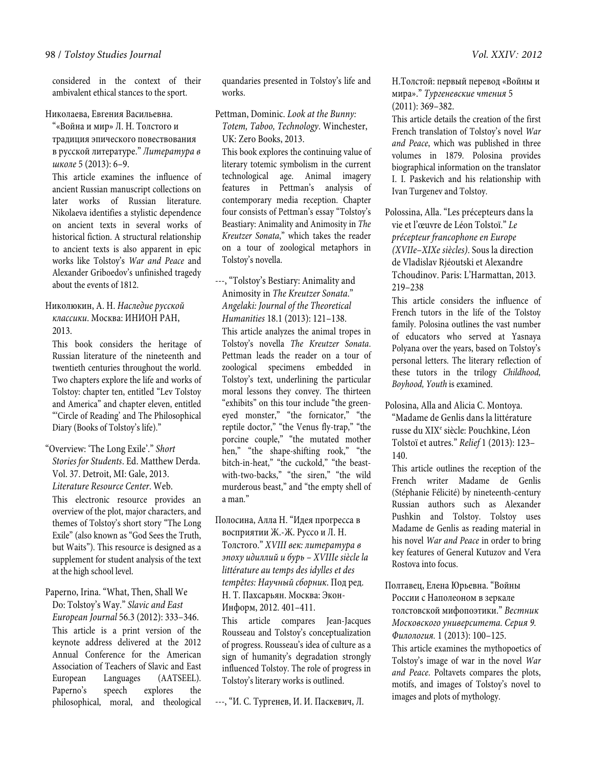considered in the context of their ambivalent ethical stances to the sport.

Николаева, Евгения Васильевна. "«Война и мир» Л. Н. Толстого и традиция эпического повествования в русской литературе." *Литература в школе* 5 (2013): 6–9.

This article examines the influence of ancient Russian manuscript collections on later works of Russian literature. Nikolaeva identifies a stylistic dependence on ancient texts in several works of historical fiction. A structural relationship to ancient texts is also apparent in epic works like Tolstoy's *War and Peace* and Alexander Griboedov's unfinished tragedy about the events of 1812.

Николюкин, А. Н. *Наследие русской классики*. Москва: ИНИОН РАН, 2013.

This book considers the heritage of Russian literature of the nineteenth and twentieth centuries throughout the world. Two chapters explore the life and works of Tolstoy: chapter ten, entitled "Lev Tolstoy and America" and chapter eleven, entitled "'Circle of Reading' and The Philosophical Diary (Books of Tolstoy's life)."

"Overview: 'The Long Exile'." *Short Stories for Students*. Ed. Matthew Derda. Vol. 37. Detroit, MI: Gale, 2013. *Literature Resource Center*. Web.

This electronic resource provides an overview of the plot, major characters, and themes of Tolstoy's short story "The Long Exile" (also known as "God Sees the Truth, but Waits"). This resource is designed as a supplement for student analysis of the text at the high school level.

Paperno, Irina. "What, Then, Shall We Do: Tolstoy's Way." *Slavic and East European Journal* 56.3 (2012): 333–346.

This article is a print version of the keynote address delivered at the 2012 Annual Conference for the American Association of Teachers of Slavic and East European Languages (AATSEEL). Paperno's speech explores the philosophical, moral, and theological quandaries presented in Tolstoy's life and works.

Pettman, Dominic. *Look at the Bunny: Totem, Taboo, Technology*. Winchester, UK: Zero Books, 2013.

This book explores the continuing value of literary totemic symbolism in the current technological age. Animal imagery features in Pettman's analysis of contemporary media reception. Chapter four consists of Pettman's essay "Tolstoy's Beastiary: Animality and Animosity in *The Kreutzer Sonata*," which takes the reader on a tour of zoological metaphors in Tolstoy's novella.

---, "Tolstoy's Bestiary: Animality and Animosity in *The Kreutzer Sonata*." *Angelaki: Journal of the Theoretical Humanities* 18.1 (2013): 121–138.

This article analyzes the animal tropes in Tolstoy's novella *The Kreutzer Sonata*. Pettman leads the reader on a tour of zoological specimens embedded in Tolstoy's text, underlining the particular moral lessons they convey. The thirteen "exhibits" on this tour include "the green-eyed monster," "the fornicator," "the reptile doctor," "the Venus fly-trap," "the porcine couple," "the mutated mother hen," "the shape-shifting rook," "the bitch-in-heat," "the cuckold," "the beast-with-two-backs," "the siren," "the wild murderous beast," and "the empty shell of a man."

Полосина, Алла Н. "Идея прогресса в восприятии Ж.-Ж. Руссо и Л. Н. Толстого." *XVIII век: литература в эпоху идиллий и бурь – XVIIIe siècle la littérature au temps des idylles et des tempêtes: Научный сборник*. Под ред. Н. Т. Пахсарьян. Москва: Экон-Информ, 2012. 401–411.

This article compares Jean-Jacques Rousseau and Tolstoy's conceptualization of progress. Rousseau's idea of culture as a sign of humanity's degradation strongly influenced Tolstoy. The role of progress in Tolstoy's literary works is outlined.

---, "И. С. Тургенев, И. И. Паскевич, Л. Н.Толстой: первый перевод «Войны и мира»." *Тургеневские чтения* 5 (2011): 369–382.

This article details the creation of the first French translation of Tolstoy's novel *War and Peace*, which was published in three volumes in 1879. Polosina provides biographical information on the translator I. I. Paskevich and his relationship with Ivan Turgenev and Tolstoy.

Polossina, Alla. "Les précepteurs dans la vie et l'œuvre de Léon Tolstoï." *Le précepteur francophone en Europe (XVIIe–XIXe siècles)*. Sous la direction de Vladislav Rjéoutski et Alexandre Tchoudinov. Paris: L'Harmattan, 2013. 219–238

This article considers the influence of French tutors in the life of the Tolstoy family. Polosina outlines the vast number of educators who served at Yasnaya Polyana over the years, based on Tolstoy's personal letters. The literary reflection of these tutors in the trilogy *Childhood, Boyhood, Youth* is examined.

Polosina, Alla and Alicia C. Montoya. "Madame de Genlis dans la littérature russe du XIX[e] siècle: Pouchkine, Léon Tolstoï et autres." *Relief* 1 (2013): 123–140.

This article outlines the reception of the French writer Madame de Genlis (Stéphanie Félicité) by nineteenth-century Russian authors such as Alexander Pushkin and Tolstoy. Tolstoy uses Madame de Genlis as reading material in his novel *War and Peace* in order to bring key features of General Kutuzov and Vera Rostova into focus.

Полтавец, Елена Юрьевна. "Войны России с Наполеоном в зеркале толстовской мифопоэтики." *Вестник Московского университета. Серия 9. Филология*. 1 (2013): 100–125.

This article examines the mythopoetics of Tolstoy's image of war in the novel *War and Peace*. Poltavets compares the plots, motifs, and images of Tolstoy's novel to images and plots of mythology.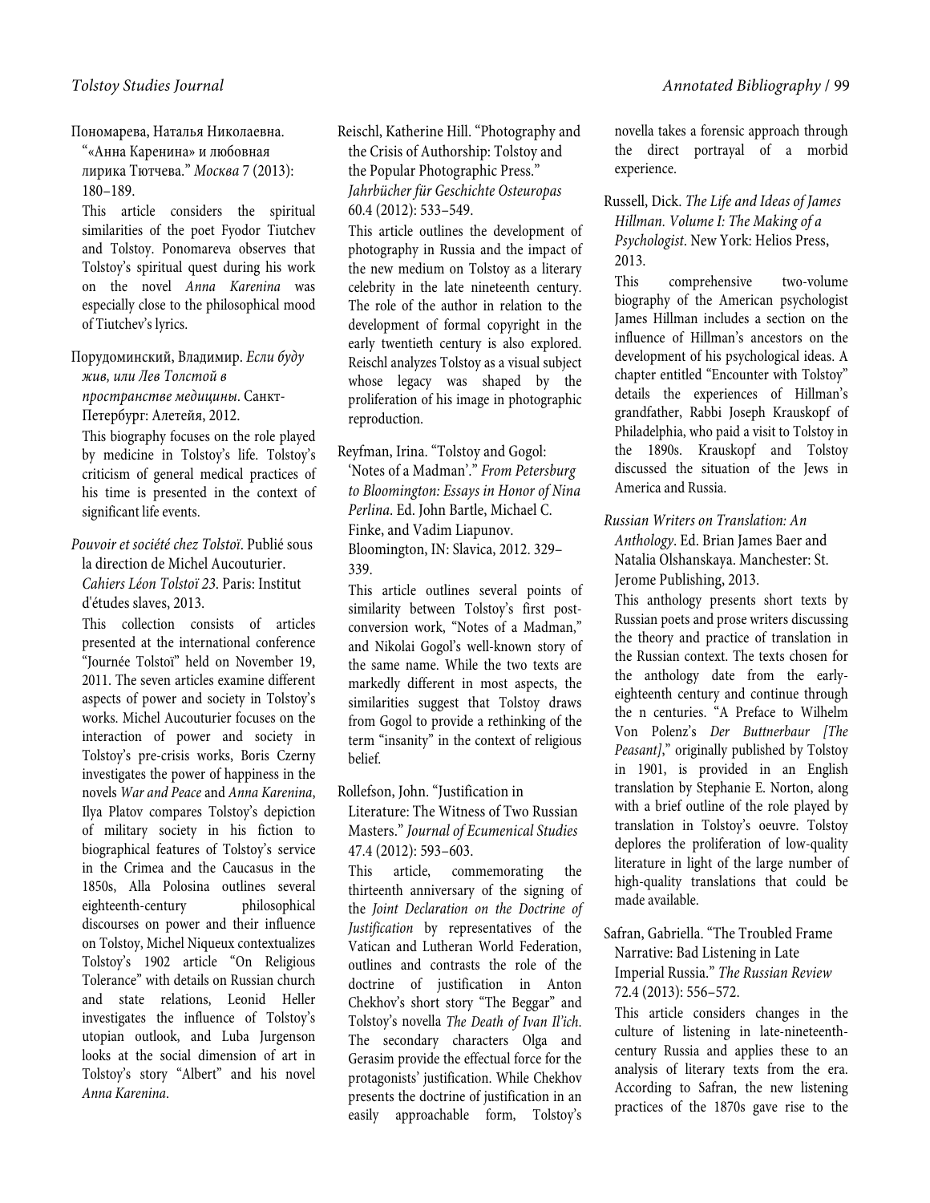Пономарева, Наталья Николаевна. "«Анна Каренина» и любовная лирика Тютчева." *Москва* 7 (2013): 180–189.

This article considers the spiritual similarities of the poet Fyodor Tiutchev and Tolstoy. Ponomareva observes that Tolstoy's spiritual quest during his work on the novel *Anna Karenina* was especially close to the philosophical mood of Tiutchev's lyrics.

Порудоминский, Владимир. *Если буду жив, или Лев Толстой в пространстве медицины*. Санкт-Петербург: Алетейя, 2012.

This biography focuses on the role played by medicine in Tolstoy's life. Tolstoy's criticism of general medical practices of his time is presented in the context of significant life events.

*Pouvoir et société chez Tolstoï*. Publié sous la direction de Michel Aucouturier. *Cahiers Léon Tolstoï 23*. Paris: Institut d'études slaves, 2013.

This collection consists of articles presented at the international conference "Journée Tolstoï" held on November 19, 2011. The seven articles examine different aspects of power and society in Tolstoy's works. Michel Aucouturier focuses on the interaction of power and society in Tolstoy's pre-crisis works, Boris Czerny investigates the power of happiness in the novels *War and Peace* and *Anna Karenina*, Ilya Platov compares Tolstoy's depiction of military society in his fiction to biographical features of Tolstoy's service in the Crimea and the Caucasus in the 1850s, Alla Polosina outlines several eighteenth-century philosophical discourses on power and their influence on Tolstoy, Michel Niqueux contextualizes Tolstoy's 1902 article "On Religious Tolerance" with details on Russian church and state relations, Leonid Heller investigates the influence of Tolstoy's utopian outlook, and Luba Jurgenson looks at the social dimension of art in Tolstoy's story "Albert" and his novel *Anna Karenina*.

Reischl, Katherine Hill. "Photography and the Crisis of Authorship: Tolstoy and the Popular Photographic Press." *Jahrbücher für Geschichte Osteuropas* 60.4 (2012): 533–549.

This article outlines the development of photography in Russia and the impact of the new medium on Tolstoy as a literary celebrity in the late nineteenth century. The role of the author in relation to the development of formal copyright in the early twentieth century is also explored. Reischl analyzes Tolstoy as a visual subject whose legacy was shaped by the proliferation of his image in photographic reproduction.

Reyfman, Irina. "Tolstoy and Gogol: 'Notes of a Madman'." *From Petersburg to Bloomington: Essays in Honor of Nina Perlina*. Ed. John Bartle, Michael C. Finke, and Vadim Liapunov. Bloomington, IN: Slavica, 2012. 329–339.

This article outlines several points of similarity between Tolstoy's first post-conversion work, "Notes of a Madman," and Nikolai Gogol's well-known story of the same name. While the two texts are markedly different in most aspects, the similarities suggest that Tolstoy draws from Gogol to provide a rethinking of the term "insanity" in the context of religious belief.

Rollefson, John. "Justification in Literature: The Witness of Two Russian Masters." *Journal of Ecumenical Studies* 47.4 (2012): 593–603.

This article, commemorating the thirteenth anniversary of the signing of the *Joint Declaration on the Doctrine of Justification* by representatives of the Vatican and Lutheran World Federation, outlines and contrasts the role of the doctrine of justification in Anton Chekhov's short story "The Beggar" and Tolstoy's novella *The Death of Ivan Il'ich*. The secondary characters Olga and Gerasim provide the effectual force for the protagonists' justification. While Chekhov presents the doctrine of justification in an easily approachable form, Tolstoy's novella takes a forensic approach through the direct portrayal of a morbid experience.

Russell, Dick. *The Life and Ideas of James Hillman. Volume I: The Making of a Psychologist*. New York: Helios Press, 2013.

This comprehensive two-volume biography of the American psychologist James Hillman includes a section on the influence of Hillman's ancestors on the development of his psychological ideas. A chapter entitled "Encounter with Tolstoy" details the experiences of Hillman's grandfather, Rabbi Joseph Krauskopf of Philadelphia, who paid a visit to Tolstoy in the 1890s. Krauskopf and Tolstoy discussed the situation of the Jews in America and Russia.

*Russian Writers on Translation: An Anthology*. Ed. Brian James Baer and Natalia Olshanskaya. Manchester: St. Jerome Publishing, 2013.

This anthology presents short texts by Russian poets and prose writers discussing the theory and practice of translation in the Russian context. The texts chosen for the anthology date from the early-eighteenth century and continue through the n centuries. "A Preface to Wilhelm Von Polenz's *Der Buttnerbaur [The Peasant]*," originally published by Tolstoy in 1901, is provided in an English translation by Stephanie E. Norton, along with a brief outline of the role played by translation in Tolstoy's oeuvre. Tolstoy deplores the proliferation of low-quality literature in light of the large number of high-quality translations that could be made available.

Safran, Gabriella. "The Troubled Frame Narrative: Bad Listening in Late Imperial Russia." *The Russian Review* 72.4 (2013): 556–572.

This article considers changes in the culture of listening in late-nineteenth-century Russia and applies these to an analysis of literary texts from the era. According to Safran, the new listening practices of the 1870s gave rise to the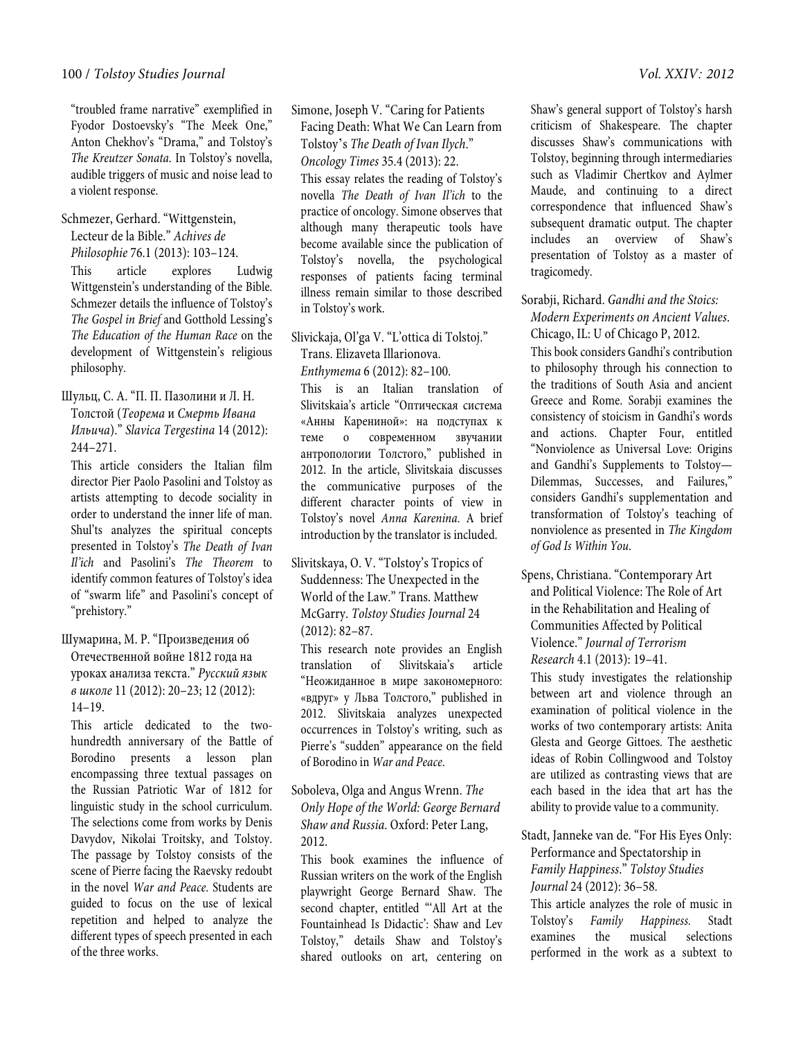"troubled frame narrative" exemplified in Fyodor Dostoevsky's "The Meek One," Anton Chekhov's "Drama," and Tolstoy's *The Kreutzer Sonata*. In Tolstoy's novella, audible triggers of music and noise lead to a violent response.

Schmezer, Gerhard. "Wittgenstein, Lecteur de la Bible." *Achives de Philosophie* 76.1 (2013): 103–124.

This article explores Ludwig Wittgenstein's understanding of the Bible. Schmezer details the influence of Tolstoy's *The Gospel in Brief* and Gotthold Lessing's *The Education of the Human Race* on the development of Wittgenstein's religious philosophy.

Шульц, С. А. "П. П. Пазолини и Л. Н. Толстой (*Теорема* и *Смерть Ивана Ильича*)." *Slavica Tergestina* 14 (2012): 244–271.

This article considers the Italian film director Pier Paolo Pasolini and Tolstoy as artists attempting to decode sociality in order to understand the inner life of man. Shul'ts analyzes the spiritual concepts presented in Tolstoy's *The Death of Ivan Il'ich* and Pasolini's *The Theorem* to identify common features of Tolstoy's idea of "swarm life" and Pasolini's concept of "prehistory."

Шумарина, М. Р. "Произведения об Отечественной войне 1812 года на уроках анализа текста." *Русский язык в школе* 11 (2012): 20–23; 12 (2012): 14–19.

This article dedicated to the two-hundredth anniversary of the Battle of Borodino presents a lesson plan encompassing three textual passages on the Russian Patriotic War of 1812 for linguistic study in the school curriculum. The selections come from works by Denis Davydov, Nikolai Troitsky, and Tolstoy. The passage by Tolstoy consists of the scene of Pierre facing the Raevsky redoubt in the novel *War and Peace*. Students are guided to focus on the use of lexical repetition and helped to analyze the different types of speech presented in each of the three works.

Simone, Joseph V. "Caring for Patients Facing Death: What We Can Learn from Tolstoy's *The Death of Ivan Ilych*." *Oncology Times* 35.4 (2013): 22.

This essay relates the reading of Tolstoy's novella *The Death of Ivan Il'ich* to the practice of oncology. Simone observes that although many therapeutic tools have become available since the publication of Tolstoy's novella, the psychological responses of patients facing terminal illness remain similar to those described in Tolstoy's work.

Slivickaja, Ol'ga V. "L'ottica di Tolstoj." Trans. Elizaveta Illarionova. *Enthymema* 6 (2012): 82–100.

This is an Italian translation of Slivitskaia's article "Оптическая система «Анны Карениной»: на подступах к теме о современном звучании антропологии Толстого," published in 2012. In the article, Slivitskaia discusses the communicative purposes of the different character points of view in Tolstoy's novel *Anna Karenina*. A brief introduction by the translator is included.

Slivitskaya, O. V. "Tolstoy's Tropics of Suddenness: The Unexpected in the World of the Law." Trans. Matthew McGarry. *Tolstoy Studies Journal* 24 (2012): 82–87.

This research note provides an English translation of Slivitskaia's article "Неожиданное в мире закономерного: «вдруг» у Льва Толстого," published in 2012. Slivitskaia analyzes unexpected occurrences in Tolstoy's writing, such as Pierre's "sudden" appearance on the field of Borodino in *War and Peace*.

Soboleva, Olga and Angus Wrenn. *The Only Hope of the World: George Bernard Shaw and Russia*. Oxford: Peter Lang, 2012.

This book examines the influence of Russian writers on the work of the English playwright George Bernard Shaw. The second chapter, entitled "'All Art at the Fountainhead Is Didactic': Shaw and Lev Tolstoy," details Shaw and Tolstoy's shared outlooks on art, centering on Shaw's general support of Tolstoy's harsh criticism of Shakespeare. The chapter discusses Shaw's communications with Tolstoy, beginning through intermediaries such as Vladimir Chertkov and Aylmer Maude, and continuing to a direct correspondence that influenced Shaw's subsequent dramatic output. The chapter includes an overview of Shaw's presentation of Tolstoy as a master of tragicomedy.

Sorabji, Richard. *Gandhi and the Stoics: Modern Experiments on Ancient Values*. Chicago, IL: U of Chicago P, 2012.

This book considers Gandhi's contribution to philosophy through his connection to the traditions of South Asia and ancient Greece and Rome. Sorabji examines the consistency of stoicism in Gandhi's words and actions. Chapter Four, entitled "Nonviolence as Universal Love: Origins and Gandhi's Supplements to Tolstoy—Dilemmas, Successes, and Failures," considers Gandhi's supplementation and transformation of Tolstoy's teaching of nonviolence as presented in *The Kingdom of God Is Within You*.

Spens, Christiana. "Contemporary Art and Political Violence: The Role of Art in the Rehabilitation and Healing of Communities Affected by Political Violence." *Journal of Terrorism Research* 4.1 (2013): 19–41.

This study investigates the relationship between art and violence through an examination of political violence in the works of two contemporary artists: Anita Glesta and George Gittoes. The aesthetic ideas of Robin Collingwood and Tolstoy are utilized as contrasting views that are each based in the idea that art has the ability to provide value to a community.

Stadt, Janneke van de. "For His Eyes Only: Performance and Spectatorship in *Family Happiness*." *Tolstoy Studies Journal* 24 (2012): 36–58.

This article analyzes the role of music in Tolstoy's *Family Happiness*. Stadt examines the musical selections performed in the work as a subtext to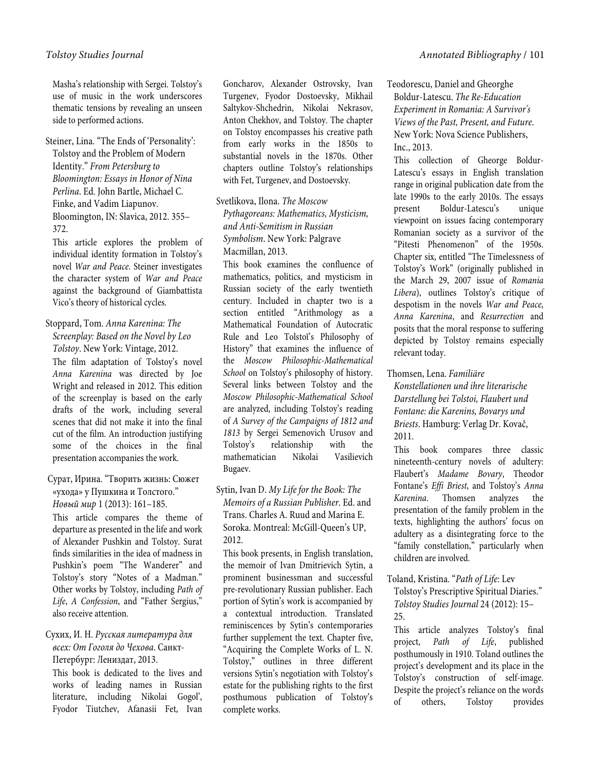Masha's relationship with Sergei. Tolstoy's use of music in the work underscores thematic tensions by revealing an unseen side to performed actions.

Steiner, Lina. "The Ends of 'Personality': Tolstoy and the Problem of Modern Identity." *From Petersburg to Bloomington: Essays in Honor of Nina Perlina*. Ed. John Bartle, Michael C. Finke, and Vadim Liapunov. Bloomington, IN: Slavica, 2012. 355–372.

This article explores the problem of individual identity formation in Tolstoy's novel *War and Peace*. Steiner investigates the character system of *War and Peace* against the background of Giambattista Vico's theory of historical cycles.

Stoppard, Tom. *Anna Karenina: The Screenplay: Based on the Novel by Leo Tolstoy*. New York: Vintage, 2012.

The film adaptation of Tolstoy's novel *Anna Karenina* was directed by Joe Wright and released in 2012. This edition of the screenplay is based on the early drafts of the work, including several scenes that did not make it into the final cut of the film. An introduction justifying some of the choices in the final presentation accompanies the work.

Сурат, Ирина. "Творить жизнь: Сюжет «ухода» у Пушкина и Толстого." *Новый мир* 1 (2013): 161–185.

This article compares the theme of departure as presented in the life and work of Alexander Pushkin and Tolstoy. Surat finds similarities in the idea of madness in Pushkin's poem "The Wanderer" and Tolstoy's story "Notes of a Madman." Other works by Tolstoy, including *Path of Life*, *A Confession*, and "Father Sergius," also receive attention.

Сухих, И. Н. *Русская литература для всех: От Гоголя до Чехова*. Санкт-Петербург: Лениздат, 2013.

This book is dedicated to the lives and works of leading names in Russian literature, including Nikolai Gogol', Fyodor Tiutchev, Afanasii Fet, Ivan Goncharov, Alexander Ostrovsky, Ivan Turgenev, Fyodor Dostoevsky, Mikhail Saltykov-Shchedrin, Nikolai Nekrasov, Anton Chekhov, and Tolstoy. The chapter on Tolstoy encompasses his creative path from early works in the 1850s to substantial novels in the 1870s. Other chapters outline Tolstoy's relationships with Fet, Turgenev, and Dostoevsky.

Svetlikova, Ilona. *The Moscow Pythagoreans: Mathematics, Mysticism, and Anti-Semitism in Russian Symbolism*. New York: Palgrave Macmillan, 2013.

This book examines the confluence of mathematics, politics, and mysticism in Russian society of the early twentieth century. Included in chapter two is a section entitled "Arithmology as a Mathematical Foundation of Autocratic Rule and Leo Tolstoi's Philosophy of History" that examines the influence of the *Moscow Philosophic-Mathematical School* on Tolstoy's philosophy of history. Several links between Tolstoy and the *Moscow Philosophic-Mathematical School* are analyzed, including Tolstoy's reading of *A Survey of the Campaigns of 1812 and 1813* by Sergei Semenovich Urusov and Tolstoy's relationship with the mathematician Nikolai Vasilievich Bugaev.

Sytin, Ivan D. *My Life for the Book: The Memoirs of a Russian Publisher*. Ed. and Trans. Charles A. Ruud and Marina E. Soroka. Montreal: McGill-Queen's UP, 2012.

This book presents, in English translation, the memoir of Ivan Dmitrievich Sytin, a prominent businessman and successful pre-revolutionary Russian publisher. Each portion of Sytin's work is accompanied by a contextual introduction. Translated reminiscences by Sytin's contemporaries further supplement the text. Chapter five, "Acquiring the Complete Works of L. N. Tolstoy," outlines in three different versions Sytin's negotiation with Tolstoy's estate for the publishing rights to the first posthumous publication of Tolstoy's complete works.

Teodorescu, Daniel and Gheorghe Boldur-Latescu. *The Re-Education Experiment in Romania: A Survivor's Views of the Past, Present, and Future*. New York: Nova Science Publishers, Inc., 2013.

This collection of Gheorge Boldur-Latescu's essays in English translation range in original publication date from the late 1990s to the early 2010s. The essays present Boldur-Latescu's unique viewpoint on issues facing contemporary Romanian society as a survivor of the "Pitesti Phenomenon" of the 1950s. Chapter six, entitled "The Timelessness of Tolstoy's Work" (originally published in the March 29, 2007 issue of *Romania Libera*), outlines Tolstoy's critique of despotism in the novels *War and Peace*, *Anna Karenina*, and *Resurrection* and posits that the moral response to suffering depicted by Tolstoy remains especially relevant today.

Thomsen, Lena. *Familiäre Konstellationen und ihre literarische Darstellung bei Tolstoi, Flaubert und Fontane: die Karenins, Bovarys und Briests*. Hamburg: Verlag Dr. Kovač, 2011.

This book compares three classic nineteenth-century novels of adultery: Flaubert's *Madame Bovary*, Theodor Fontane's *Effi Briest*, and Tolstoy's *Anna Karenina*. Thomsen analyzes the presentation of the family problem in the texts, highlighting the authors' focus on adultery as a disintegrating force to the "family constellation," particularly when children are involved.

Toland, Kristina. "*Path of Life*: Lev Tolstoy's Prescriptive Spiritual Diaries." *Tolstoy Studies Journal* 24 (2012): 15–25.

This article analyzes Tolstoy's final project, *Path of Life*, published posthumously in 1910. Toland outlines the project's development and its place in the Tolstoy's construction of self-image. Despite the project's reliance on the words of others, Tolstoy provides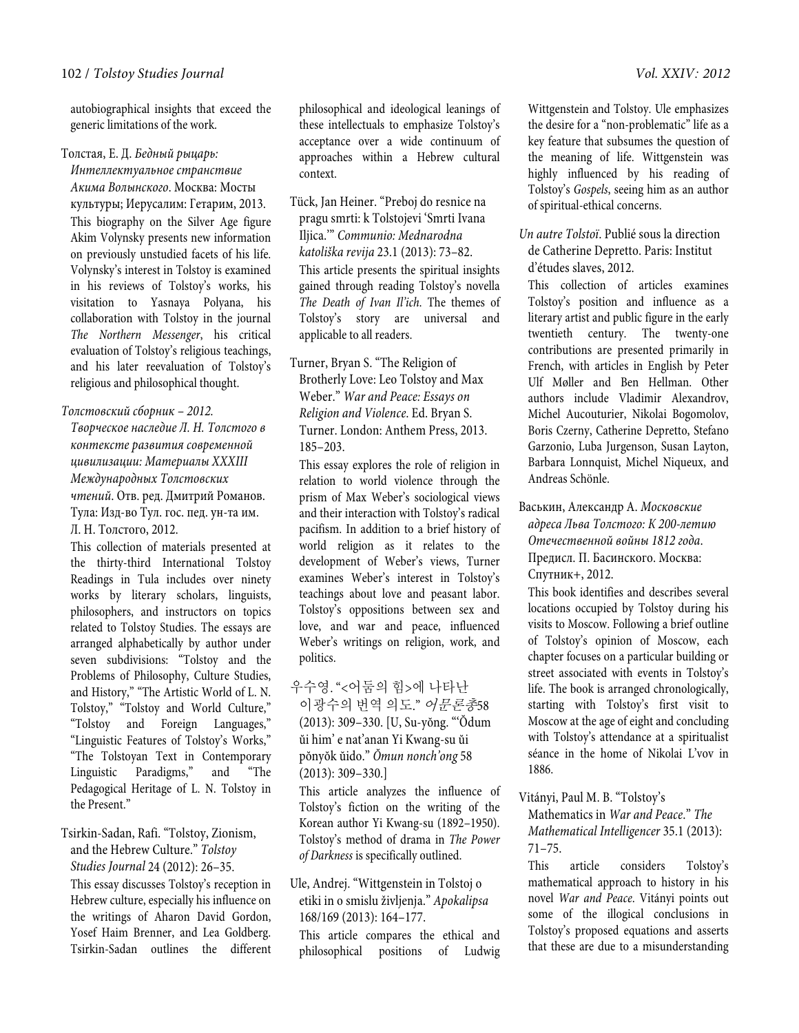autobiographical insights that exceed the generic limitations of the work.

Толстая, Е. Д. *Бедный рыцарь: Интеллектуальное странствие Акима Волынского*. Москва: Мосты культуры; Иерусалим: Гетарим, 2013.

This biography on the Silver Age figure Akim Volynsky presents new information on previously unstudied facets of his life. Volynsky's interest in Tolstoy is examined in his reviews of Tolstoy's works, his visitation to Yasnaya Polyana, his collaboration with Tolstoy in the journal *The Northern Messenger*, his critical evaluation of Tolstoy's religious teachings, and his later reevaluation of Tolstoy's religious and philosophical thought.

*Толстовский сборник – 2012. Творческое наследие Л. Н. Толстого в контексте развития современной цивилизации: Материалы XXXIII Международных Толстовских чтений*. Отв. ред. Дмитрий Романов. Тула: Изд-во Тул. гос. пед. ун-та им. Л. Н. Толстого, 2012.

This collection of materials presented at the thirty-third International Tolstoy Readings in Tula includes over ninety works by literary scholars, linguists, philosophers, and instructors on topics related to Tolstoy Studies. The essays are arranged alphabetically by author under seven subdivisions: "Tolstoy and the Problems of Philosophy, Culture Studies, and History," "The Artistic World of L. N. Tolstoy," "Tolstoy and World Culture," "Tolstoy and Foreign Languages," "Linguistic Features of Tolstoy's Works," "The Tolstoyan Text in Contemporary Linguistic Paradigms," and "The Pedagogical Heritage of L. N. Tolstoy in the Present."

Tsirkin-Sadan, Rafi. "Tolstoy, Zionism, and the Hebrew Culture." *Tolstoy Studies Journal* 24 (2012): 26–35.

This essay discusses Tolstoy's reception in Hebrew culture, especially his influence on the writings of Aharon David Gordon, Yosef Haim Brenner, and Lea Goldberg. Tsirkin-Sadan outlines the different philosophical and ideological leanings of these intellectuals to emphasize Tolstoy's acceptance over a wide continuum of approaches within a Hebrew cultural context.

Tück, Jan Heiner. "Preboj do resnice na pragu smrti: k Tolstojevi 'Smrti Ivana Iljica.'" *Communio: Mednarodna katoliška revija* 23.1 (2013): 73–82.

This article presents the spiritual insights gained through reading Tolstoy's novella *The Death of Ivan Il'ich*. The themes of Tolstoy's story are universal and applicable to all readers.

Turner, Bryan S. "The Religion of Brotherly Love: Leo Tolstoy and Max Weber." *War and Peace: Essays on Religion and Violence*. Ed. Bryan S. Turner. London: Anthem Press, 2013. 185–203.

This essay explores the role of religion in relation to world violence through the prism of Max Weber's sociological views and their interaction with Tolstoy's radical pacifism. In addition to a brief history of world religion as it relates to the development of Weber's views, Turner examines Weber's interest in Tolstoy's teachings about love and peasant labor. Tolstoy's oppositions between sex and love, and war and peace, influenced Weber's writings on religion, work, and politics.

우수영. "<어둠의 힘>에 나타난 이광수의 번역 의도." *어문론총*58 (2013): 309–330. [U, Su-yŏng. "'Ŏdum ŭi him' e nat'anan Yi Kwang-su ŭi pŏnyŏk ŭido." *Ŏmun nonch'ong* 58 (2013): 309–330.]

This article analyzes the influence of Tolstoy's fiction on the writing of the Korean author Yi Kwang-su (1892–1950). Tolstoy's method of drama in *The Power of Darkness* is specifically outlined.

Ule, Andrej. "Wittgenstein in Tolstoj o etiki in o smislu življenja." *Apokalipsa* 168/169 (2013): 164–177.

This article compares the ethical and philosophical positions of Ludwig Wittgenstein and Tolstoy. Ule emphasizes the desire for a "non-problematic" life as a key feature that subsumes the question of the meaning of life. Wittgenstein was highly influenced by his reading of Tolstoy's *Gospels*, seeing him as an author of spiritual-ethical concerns.

*Un autre Tolstoï*. Publié sous la direction de Catherine Depretto. Paris: Institut d'études slaves, 2012.

This collection of articles examines Tolstoy's position and influence as a literary artist and public figure in the early twentieth century. The twenty-one contributions are presented primarily in French, with articles in English by Peter Ulf Møller and Ben Hellman. Other authors include Vladimir Alexandrov, Michel Aucouturier, Nikolai Bogomolov, Boris Czerny, Catherine Depretto, Stefano Garzonio, Luba Jurgenson, Susan Layton, Barbara Lonnquist, Michel Niqueux, and Andreas Schönle.

Васькин, Александр А. *Московские адреса Льва Толстого: К 200-летию Отечественной войны 1812 года*. Предисл. П. Басинского. Москва: Спутник+, 2012.

This book identifies and describes several locations occupied by Tolstoy during his visits to Moscow. Following a brief outline of Tolstoy's opinion of Moscow, each chapter focuses on a particular building or street associated with events in Tolstoy's life. The book is arranged chronologically, starting with Tolstoy's first visit to Moscow at the age of eight and concluding with Tolstoy's attendance at a spiritualist séance in the home of Nikolai L'vov in 1886.

Vitányi, Paul M. B. "Tolstoy's Mathematics in *War and Peace*." *The Mathematical Intelligencer* 35.1 (2013): 71–75.

This article considers Tolstoy's mathematical approach to history in his novel *War and Peace*. Vitányi points out some of the illogical conclusions in Tolstoy's proposed equations and asserts that these are due to a misunderstanding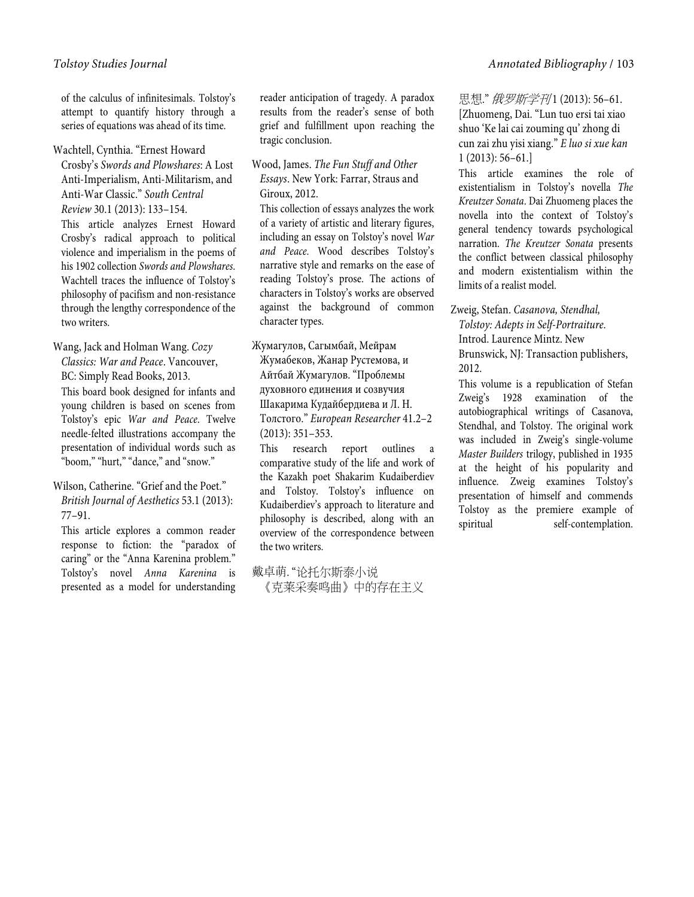of the calculus of infinitesimals. Tolstoy's attempt to quantify history through a series of equations was ahead of its time.

Wachtell, Cynthia. "Ernest Howard Crosby's *Swords and Plowshares*: A Lost Anti-Imperialism, Anti-Militarism, and Anti-War Classic." *South Central Review* 30.1 (2013): 133–154.

This article analyzes Ernest Howard Crosby's radical approach to political violence and imperialism in the poems of his 1902 collection *Swords and Plowshares*. Wachtell traces the influence of Tolstoy's philosophy of pacifism and non-resistance through the lengthy correspondence of the two writers.

Wang, Jack and Holman Wang. *Cozy Classics: War and Peace*. Vancouver, BC: Simply Read Books, 2013.

This board book designed for infants and young children is based on scenes from Tolstoy's epic *War and Peace*. Twelve needle-felted illustrations accompany the presentation of individual words such as "boom," "hurt," "dance," and "snow."

Wilson, Catherine. "Grief and the Poet." *British Journal of Aesthetics* 53.1 (2013): 77–91.

This article explores a common reader response to fiction: the "paradox of caring" or the "Anna Karenina problem." Tolstoy's novel *Anna Karenina* is presented as a model for understanding reader anticipation of tragedy. A paradox results from the reader's sense of both grief and fulfillment upon reaching the tragic conclusion.

Wood, James. *The Fun Stuff and Other Essays*. New York: Farrar, Straus and Giroux, 2012.

This collection of essays analyzes the work of a variety of artistic and literary figures, including an essay on Tolstoy's novel *War and Peace*. Wood describes Tolstoy's narrative style and remarks on the ease of reading Tolstoy's prose. The actions of characters in Tolstoy's works are observed against the background of common character types.

Жумагулов, Сагымбай, Мейрам Жумабеков, Жанар Рустемова, и Айтбай Жумагулов. "Проблемы духовного единения и созвучия Шакарима Кудайбердиева и Л. Н. Толстого." *European Researcher* 41.2–2 (2013): 351–353.

This research report outlines a comparative study of the life and work of the Kazakh poet Shakarim Kudaiberdiev and Tolstoy. Tolstoy's influence on Kudaiberdiev's approach to literature and philosophy is described, along with an overview of the correspondence between the two writers.

戴卓萌. "论托尔斯泰小说《克莱采奏鸣曲》中的存在主义思想." *俄罗斯学刊* 1 (2013): 56–61. [Zhuomeng, Dai. "Lun tuo ersi tai xiao shuo 'Ke lai cai zouming qu' zhong di cun zai zhu yisi xiang." *E luo si xue kan* 1 (2013): 56–61.]

This article examines the role of existentialism in Tolstoy's novella *The Kreutzer Sonata*. Dai Zhuomeng places the novella into the context of Tolstoy's general tendency towards psychological narration. *The Kreutzer Sonata* presents the conflict between classical philosophy and modern existentialism within the limits of a realist model.

Zweig, Stefan. *Casanova, Stendhal, Tolstoy: Adepts in Self-Portraiture*. Introd. Laurence Mintz. New Brunswick, NJ: Transaction publishers, 2012.

This volume is a republication of Stefan Zweig's 1928 examination of the autobiographical writings of Casanova, Stendhal, and Tolstoy. The original work was included in Zweig's single-volume *Master Builders* trilogy, published in 1935 at the height of his popularity and influence. Zweig examines Tolstoy's presentation of himself and commends Tolstoy as the premiere example of spiritual self-contemplation.